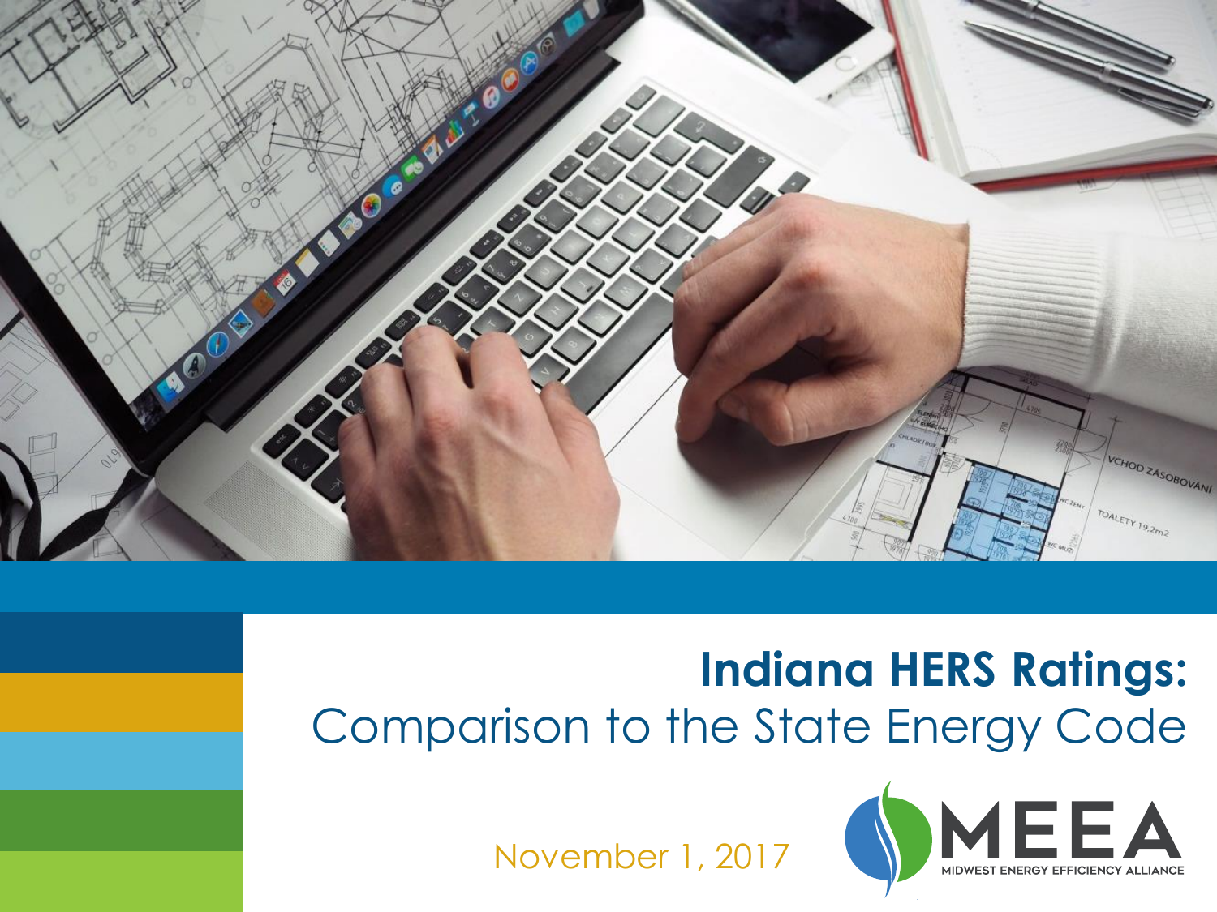# Indiana HERS Ratings:

## Comparison to the State Energy Code

November 1, 2017

MEEA

MIDWEST ENERGY EFFICIENCY ALLIANCE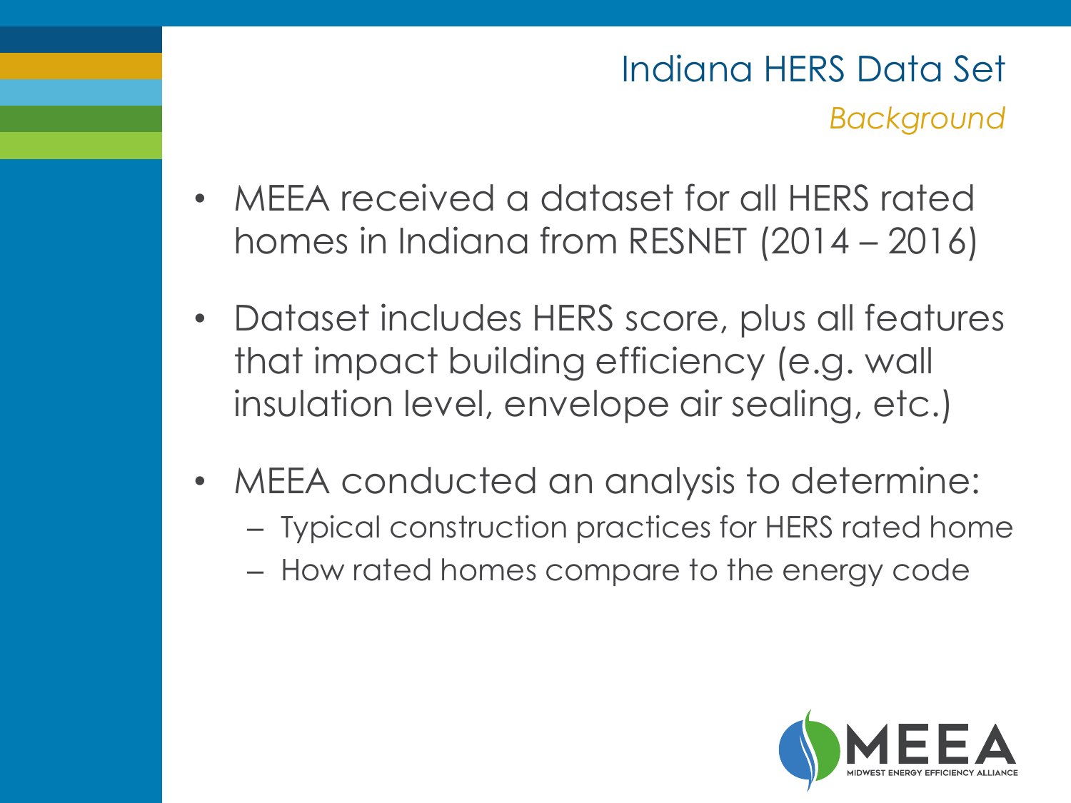# Indiana HERS Data Set

*Background*

- MEEA received a dataset for all HERS rated homes in Indiana from RESNET (2014 – 2016)
- Dataset includes HERS score, plus all features that impact building efficiency (e.g. wall insulation level, envelope air sealing, etc.)
- MEEA conducted an analysis to determine:
  - Typical construction practices for HERS rated home
  - How rated homes compare to the energy code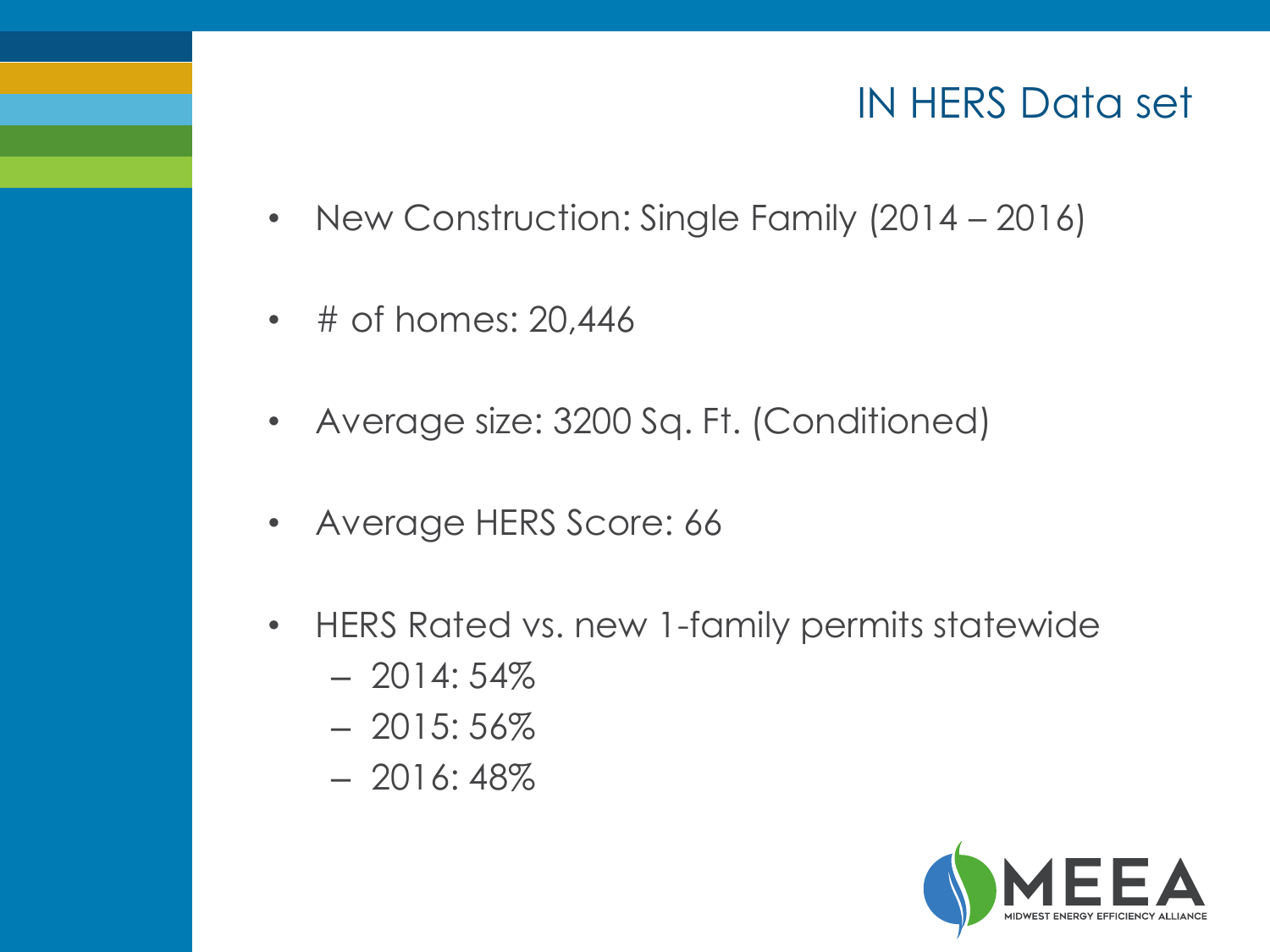# IN HERS Data set

- New Construction: Single Family (2014 – 2016)
- # of homes: 20,446
- Average size: 3200 Sq. Ft. (Conditioned)
- Average HERS Score: 66
- HERS Rated vs. new 1-family permits statewide
  - 2014: 54%
  - 2015: 56%
  - 2016: 48%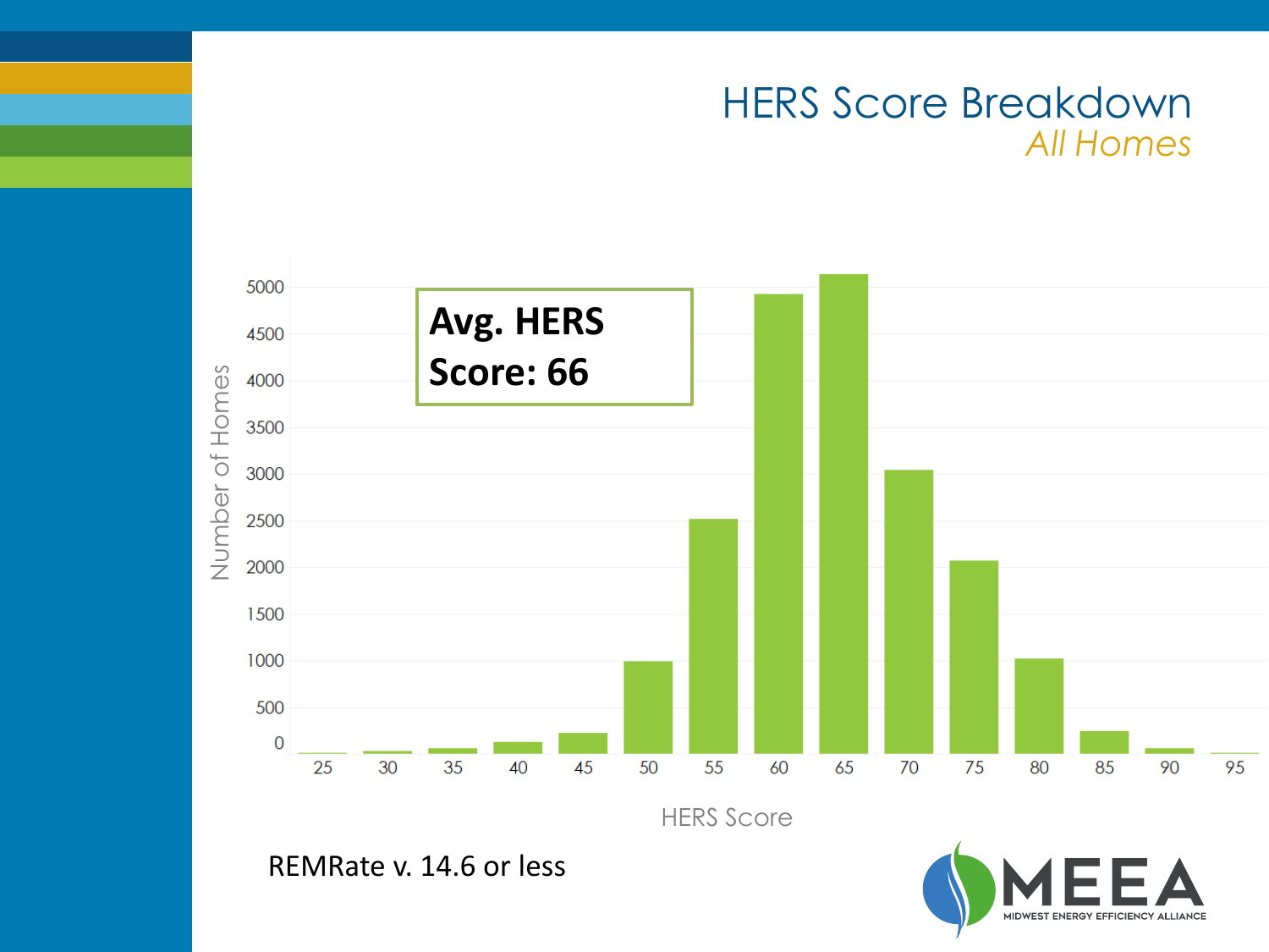# HERS Score Breakdown

*All Homes*

**Avg. HERS Score: 66**

Number of Homes

| HERS Score | 25 | 30 | 35 | 40 | 45 | 50 | 55 | 60 | 65 | 70 | 75 | 80 | 85 | 90 | 95 |
|---|---|---|---|---|---|---|---|---|---|---|---|---|---|---|---|

REMRate v. 14.6 or less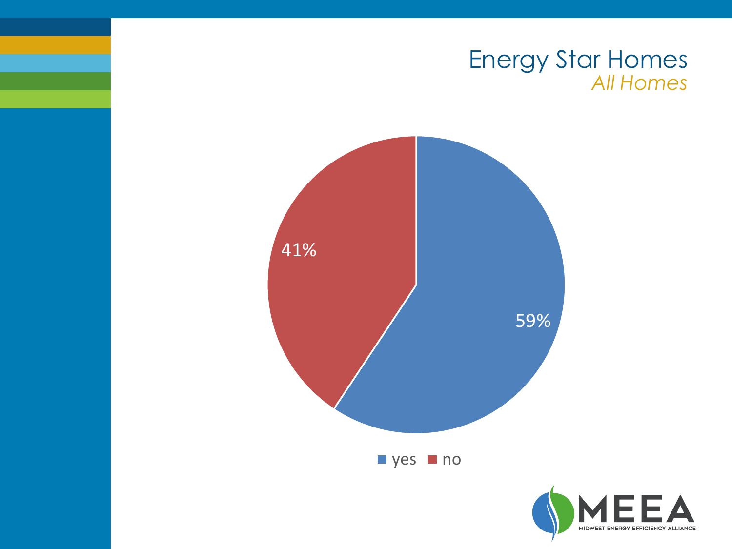# Energy Star Homes

*All Homes*

| | Percentage |
|---|---|
| yes | 59% |
| no | 41% |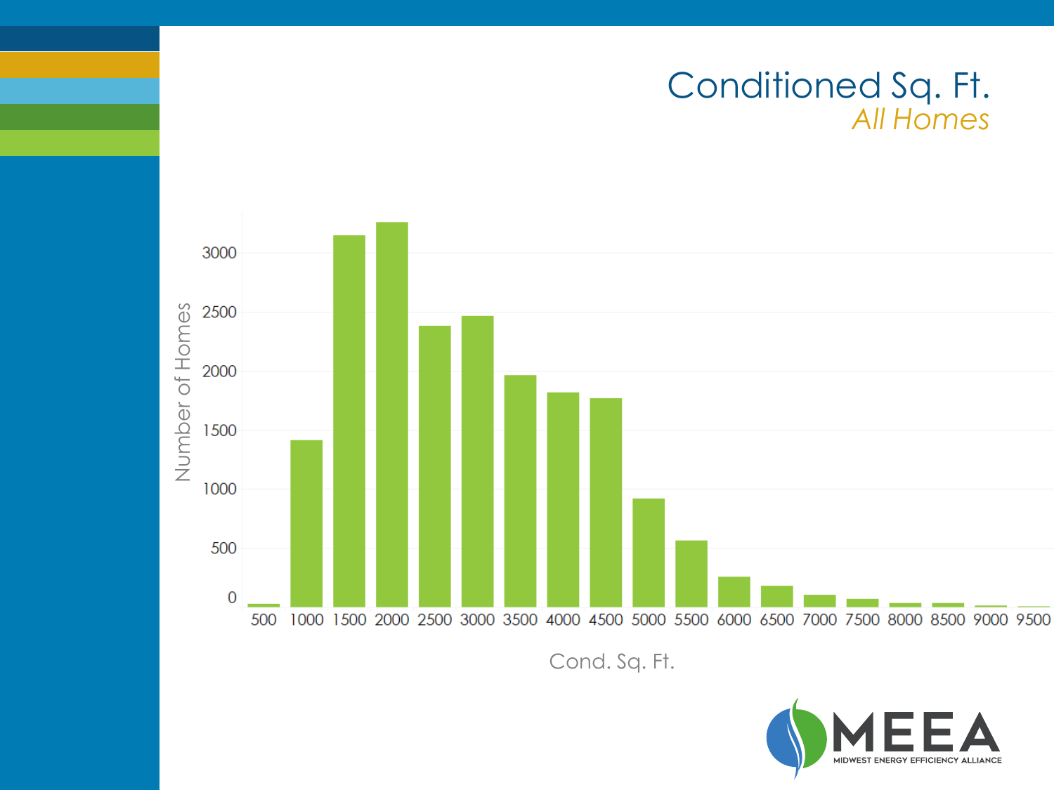# Conditioned Sq. Ft.

*All Homes*

Number of Homes

3000
2500
2000
1500
1000
500
0

500 1000 1500 2000 2500 3000 3500 4000 4500 5000 5500 6000 6500 7000 7500 8000 8500 9000 9500

Cond. Sq. Ft.

MEEA
MIDWEST ENERGY EFFICIENCY ALLIANCE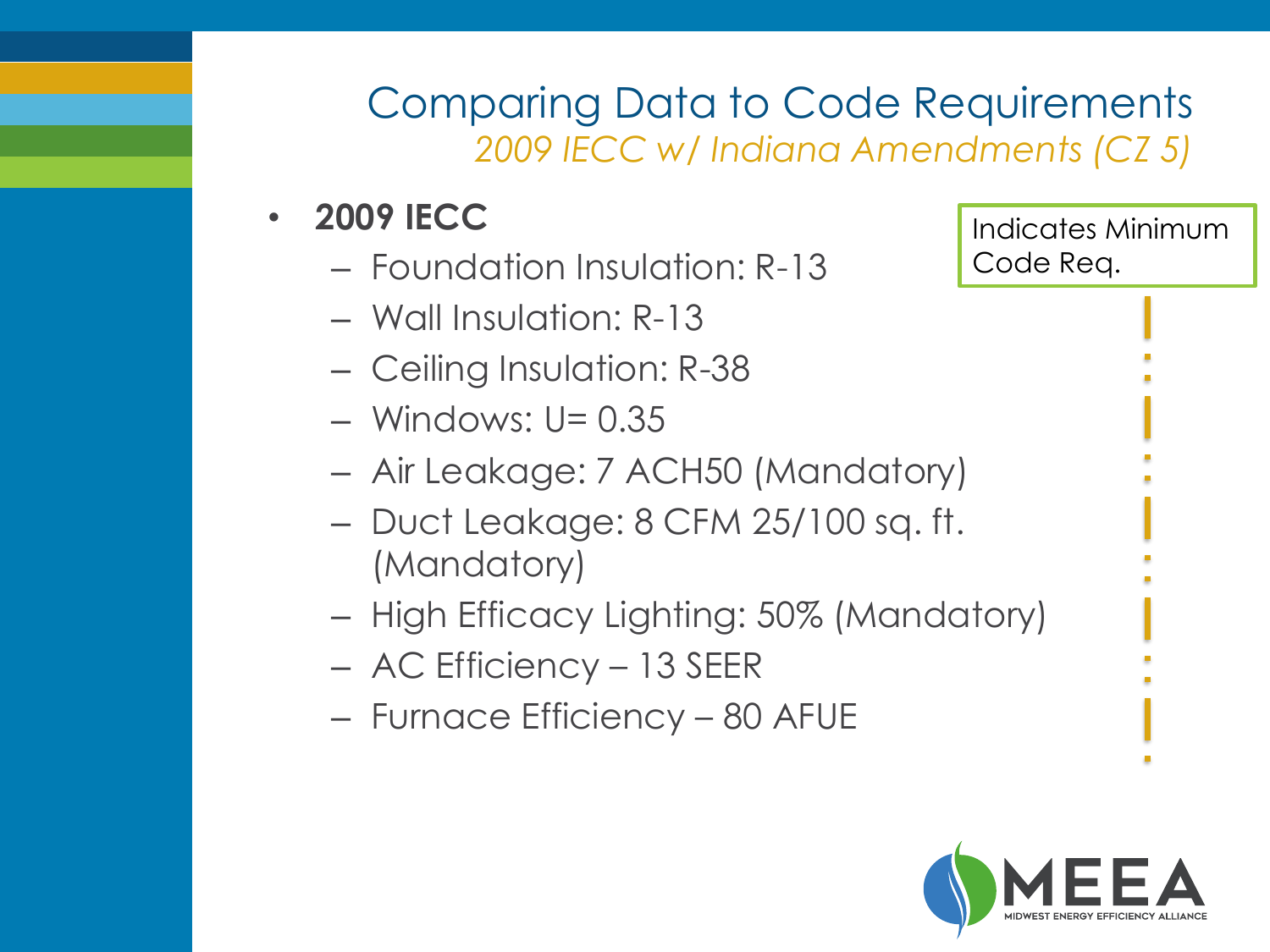# Comparing Data to Code Requirements

*2009 IECC w/ Indiana Amendments (CZ 5)*

Indicates Minimum Code Req.

- **2009 IECC**
  - Foundation Insulation: R-13
  - Wall Insulation: R-13
  - Ceiling Insulation: R-38
  - Windows: U= 0.35
  - Air Leakage: 7 ACH50 (Mandatory)
  - Duct Leakage: 8 CFM 25/100 sq. ft. (Mandatory)
  - High Efficacy Lighting: 50% (Mandatory)
  - AC Efficiency – 13 SEER
  - Furnace Efficiency – 80 AFUE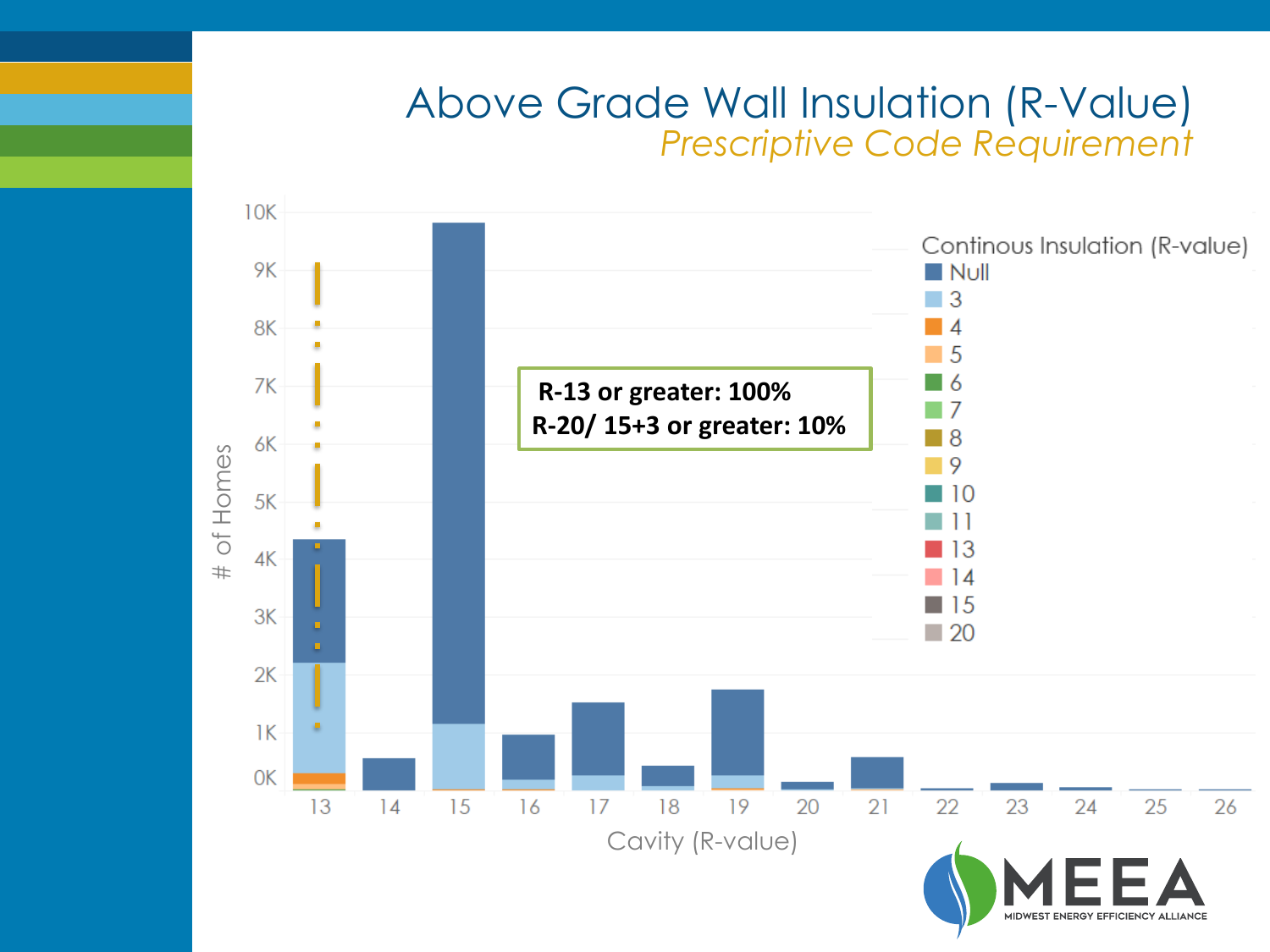# Above Grade Wall Insulation (R-Value)

*Prescriptive Code Requirement*

**R-13 or greater: 100%**

**R-20/ 15+3 or greater: 10%**

Continous Insulation (R-value): Null, 3, 4, 5, 6, 7, 8, 9, 10, 11, 13, 14, 15, 20

# of Homes: 0K, 1K, 2K, 3K, 4K, 5K, 6K, 7K, 8K, 9K, 10K

Cavity (R-value): 13, 14, 15, 16, 17, 18, 19, 20, 21, 22, 23, 24, 25, 26

MEEA — MIDWEST ENERGY EFFICIENCY ALLIANCE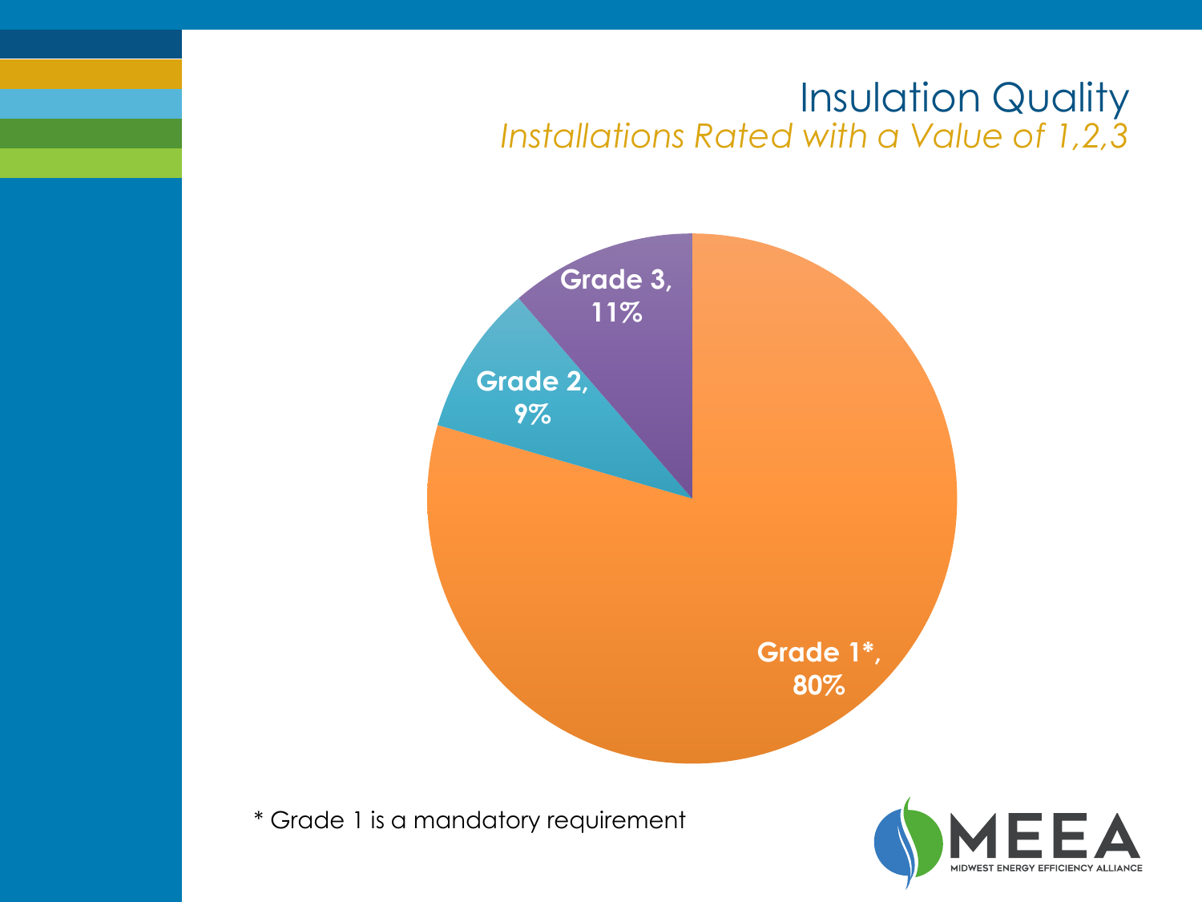# Insulation Quality

*Installations Rated with a Value of 1,2,3*

Grade 3, 11%

Grade 2, 9%

Grade 1*, 80%

* Grade 1 is a mandatory requirement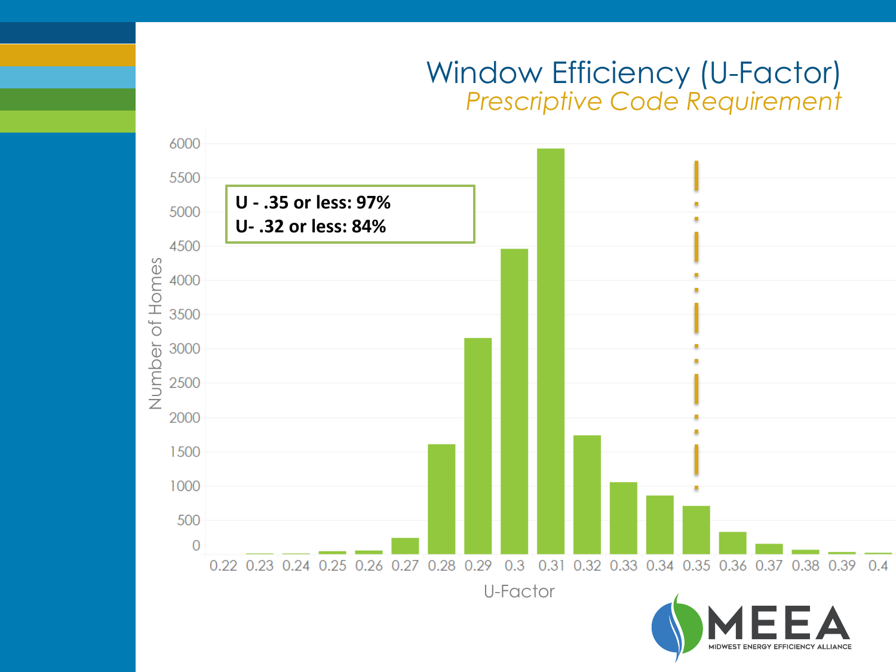# Window Efficiency (U-Factor)

*Prescriptive Code Requirement*

**U - .35 or less: 97%**
**U- .32 or less: 84%**

Number of Homes

U-Factor

MEEA
MIDWEST ENERGY EFFICIENCY ALLIANCE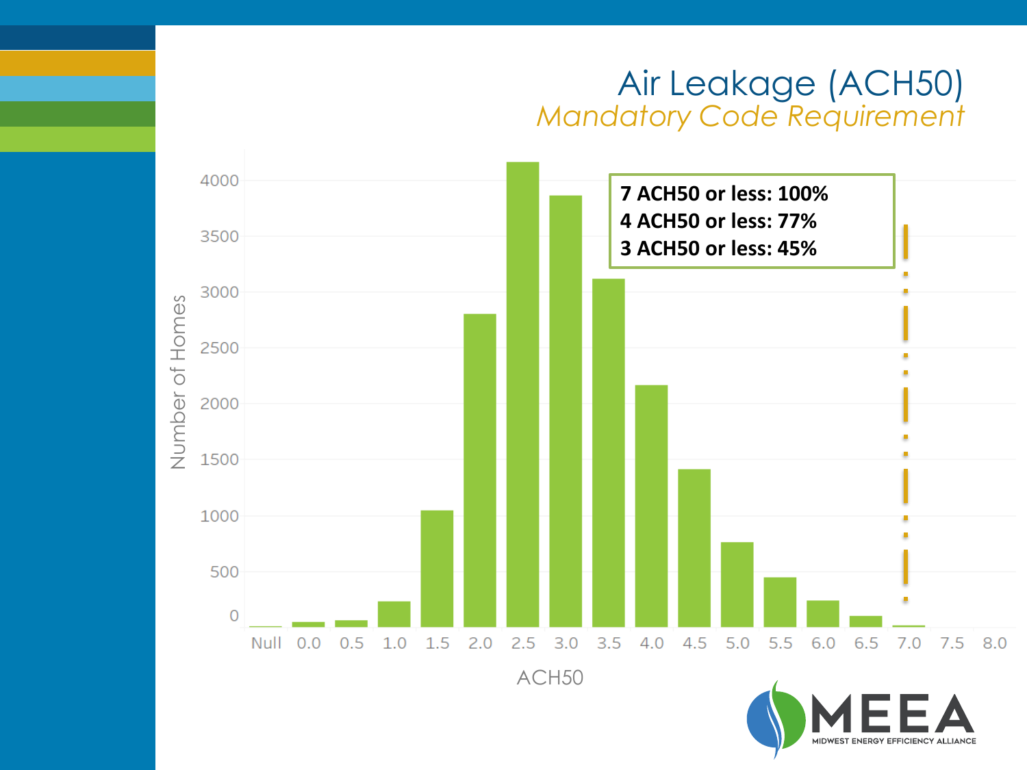# Air Leakage (ACH50)

*Mandatory Code Requirement*

**7 ACH50 or less: 100%**
**4 ACH50 or less: 77%**
**3 ACH50 or less: 45%**

Number of Homes

ACH50

Null 0.0 0.5 1.0 1.5 2.0 2.5 3.0 3.5 4.0 4.5 5.0 5.5 6.0 6.5 7.0 7.5 8.0

0 500 1000 1500 2000 2500 3000 3500 4000

MEEA
MIDWEST ENERGY EFFICIENCY ALLIANCE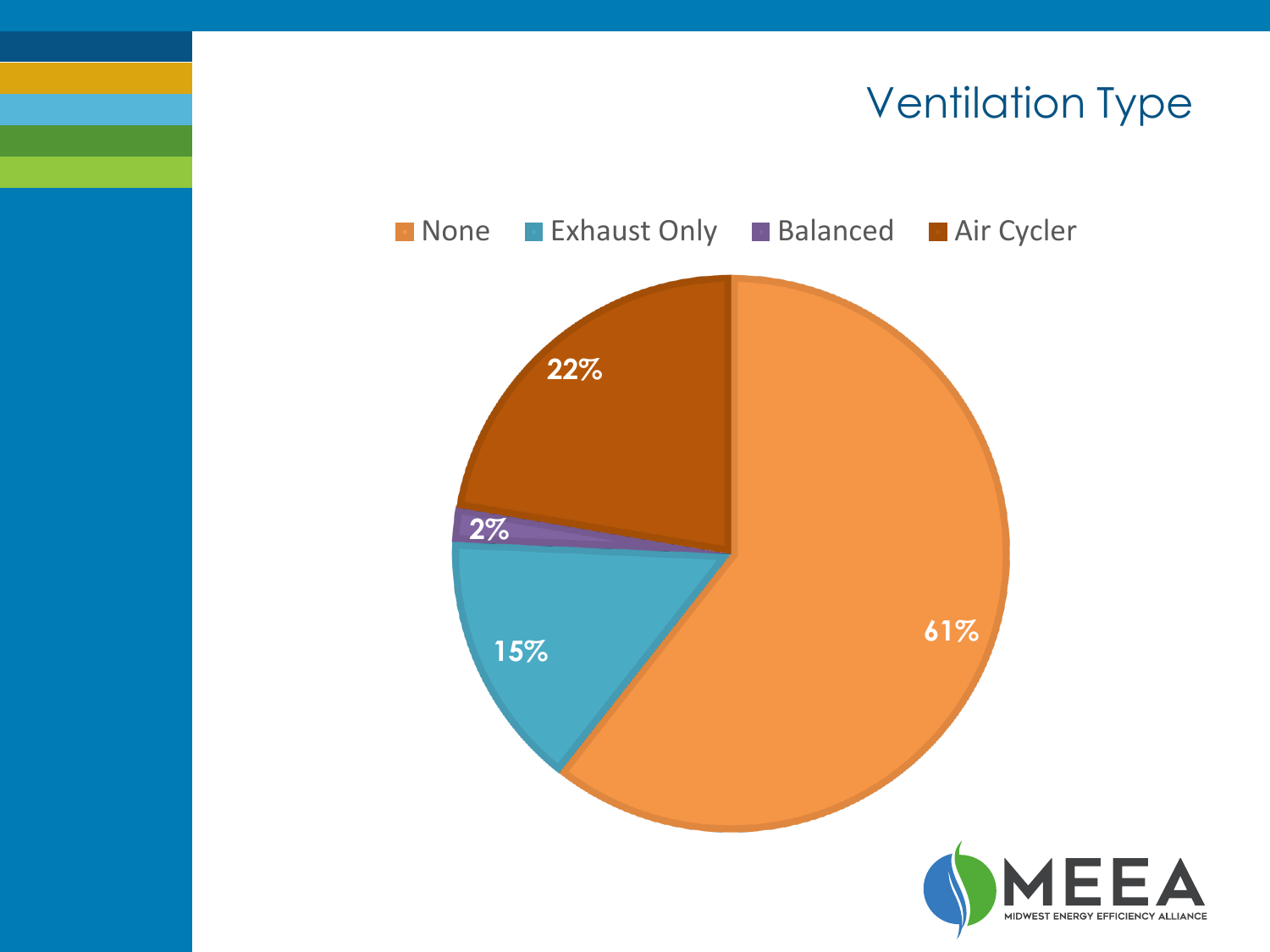# Ventilation Type

| Ventilation Type | Percentage |
|---|---|
| None | 61% |
| Exhaust Only | 15% |
| Balanced | 2% |
| Air Cycler | 22% |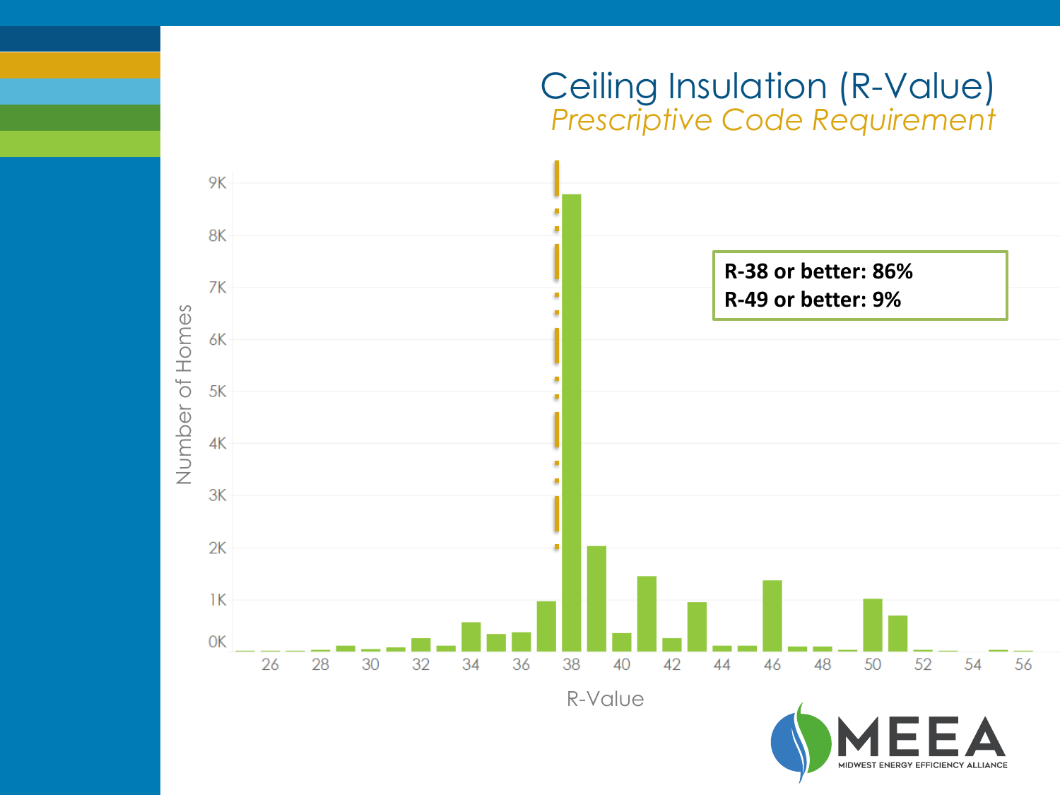# Ceiling Insulation (R-Value)

*Prescriptive Code Requirement*

**R-38 or better: 86%**
**R-49 or better: 9%**

Number of Homes

9K
8K
7K
6K
5K
4K
3K
2K
1K
0K

26 28 30 32 34 36 38 40 42 44 46 48 50 52 54 56

R-Value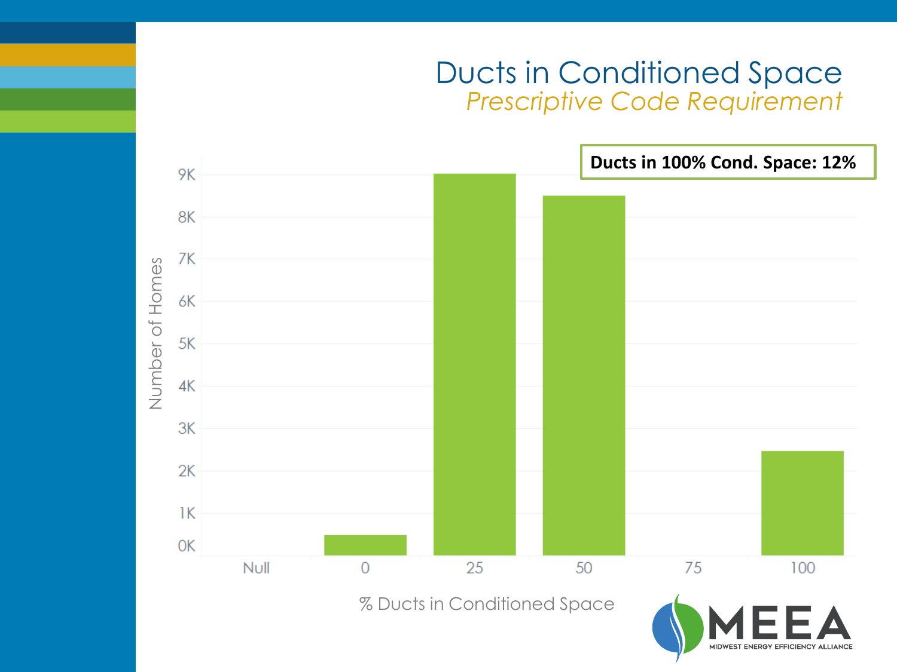# Ducts in Conditioned Space

*Prescriptive Code Requirement*

**Ducts in 100% Cond. Space: 12%**

| % Ducts in Conditioned Space | Number of Homes |
| --- | --- |
| Null | |
| 0 | |
| 25 | |
| 50 | |
| 75 | |
| 100 | |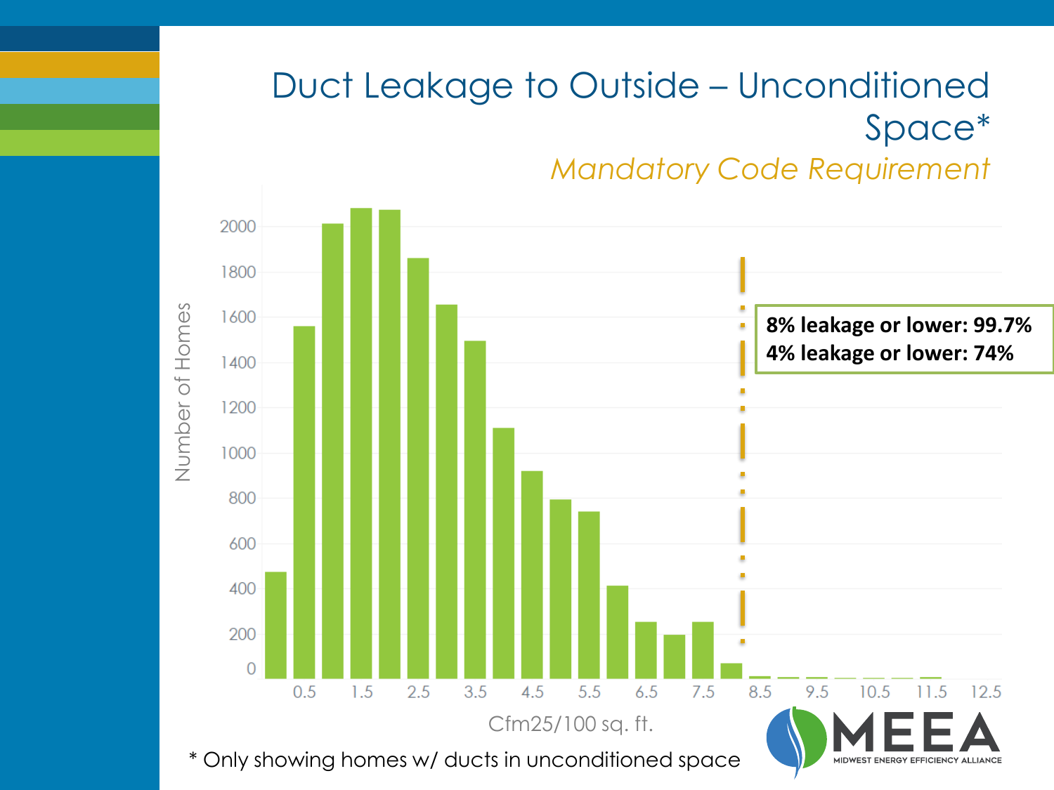# Duct Leakage to Outside – Unconditioned Space*

*Mandatory Code Requirement*

**8% leakage or lower: 99.7%**
**4% leakage or lower: 74%**

Number of Homes

Cfm25/100 sq. ft.

\* Only showing homes w/ ducts in unconditioned space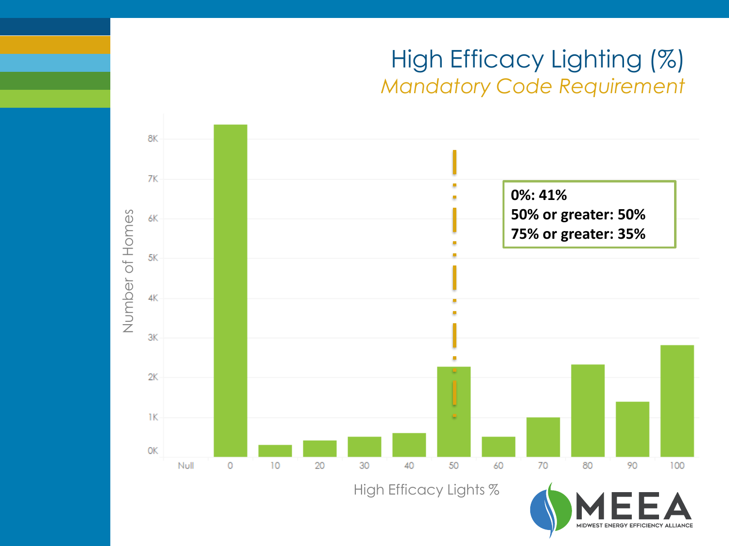# High Efficacy Lighting (%)

*Mandatory Code Requirement*

**0%: 41%**
**50% or greater: 50%**
**75% or greater: 35%**

Number of Homes

8K, 7K, 6K, 5K, 4K, 3K, 2K, 1K, 0K

Null, 0, 10, 20, 30, 40, 50, 60, 70, 80, 90, 100

High Efficacy Lights %

MEEA
MIDWEST ENERGY EFFICIENCY ALLIANCE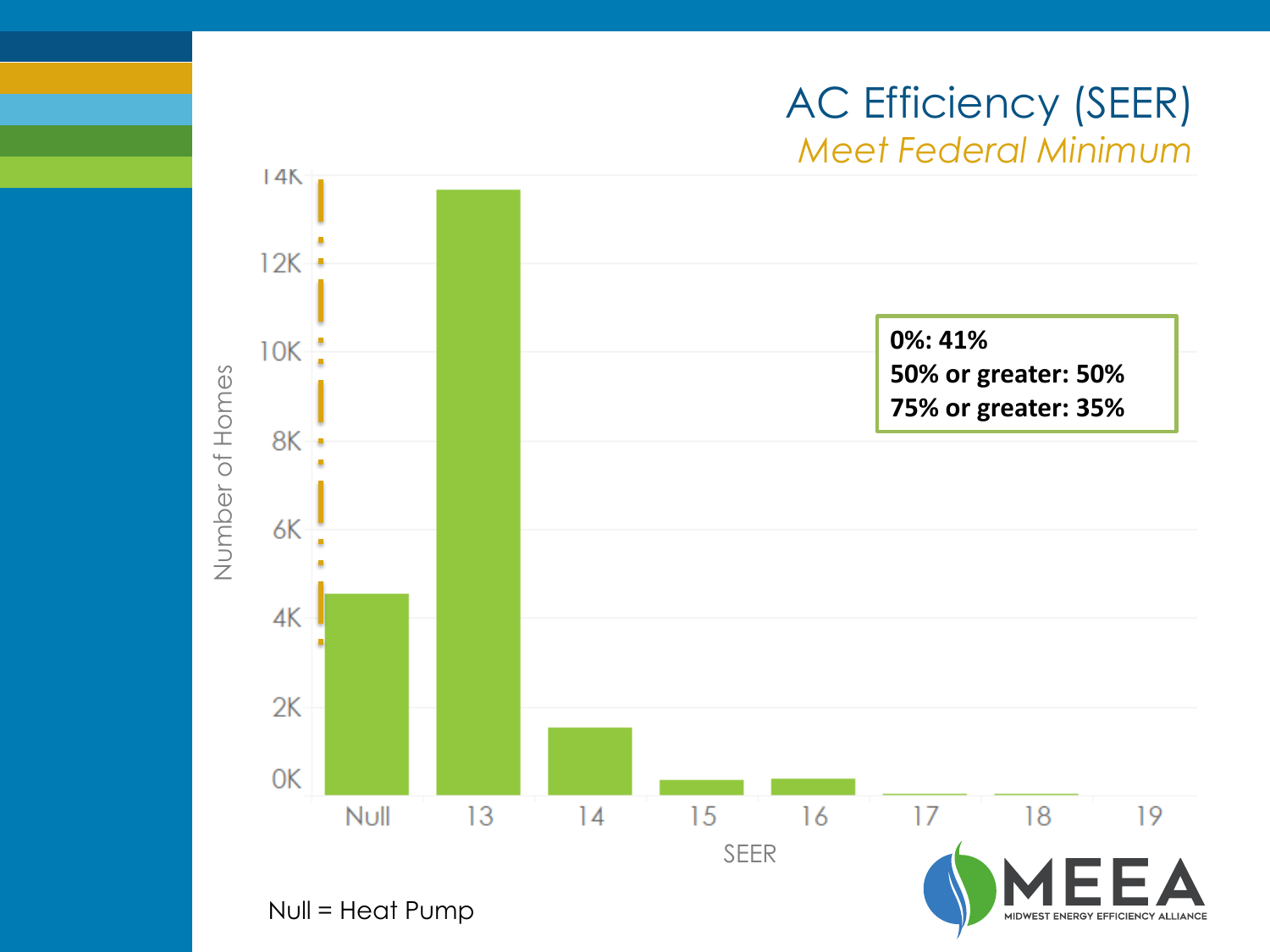# AC Efficiency (SEER)

*Meet Federal Minimum*

**0%: 41%**
**50% or greater: 50%**
**75% or greater: 35%**

Number of Homes (0K–14K) by SEER: Null, 13, 14, 15, 16, 17, 18, 19

Null = Heat Pump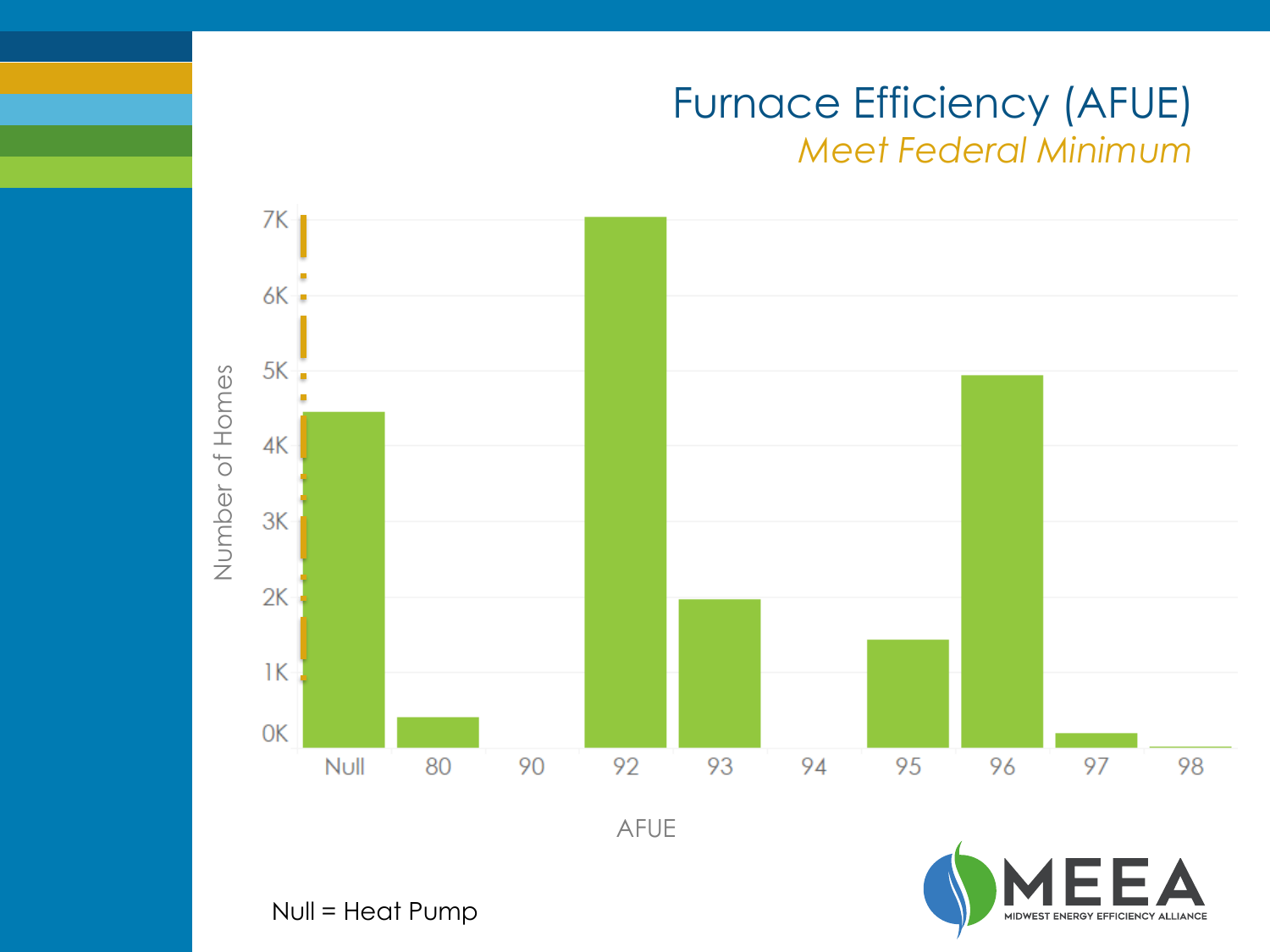# Furnace Efficiency (AFUE)

*Meet Federal Minimum*

Number of Homes

7K
6K
5K
4K
3K
2K
1K
0K

Null
80
90
92
93
94
95
96
97
98

AFUE

Null = Heat Pump

MEEA
MIDWEST ENERGY EFFICIENCY ALLIANCE